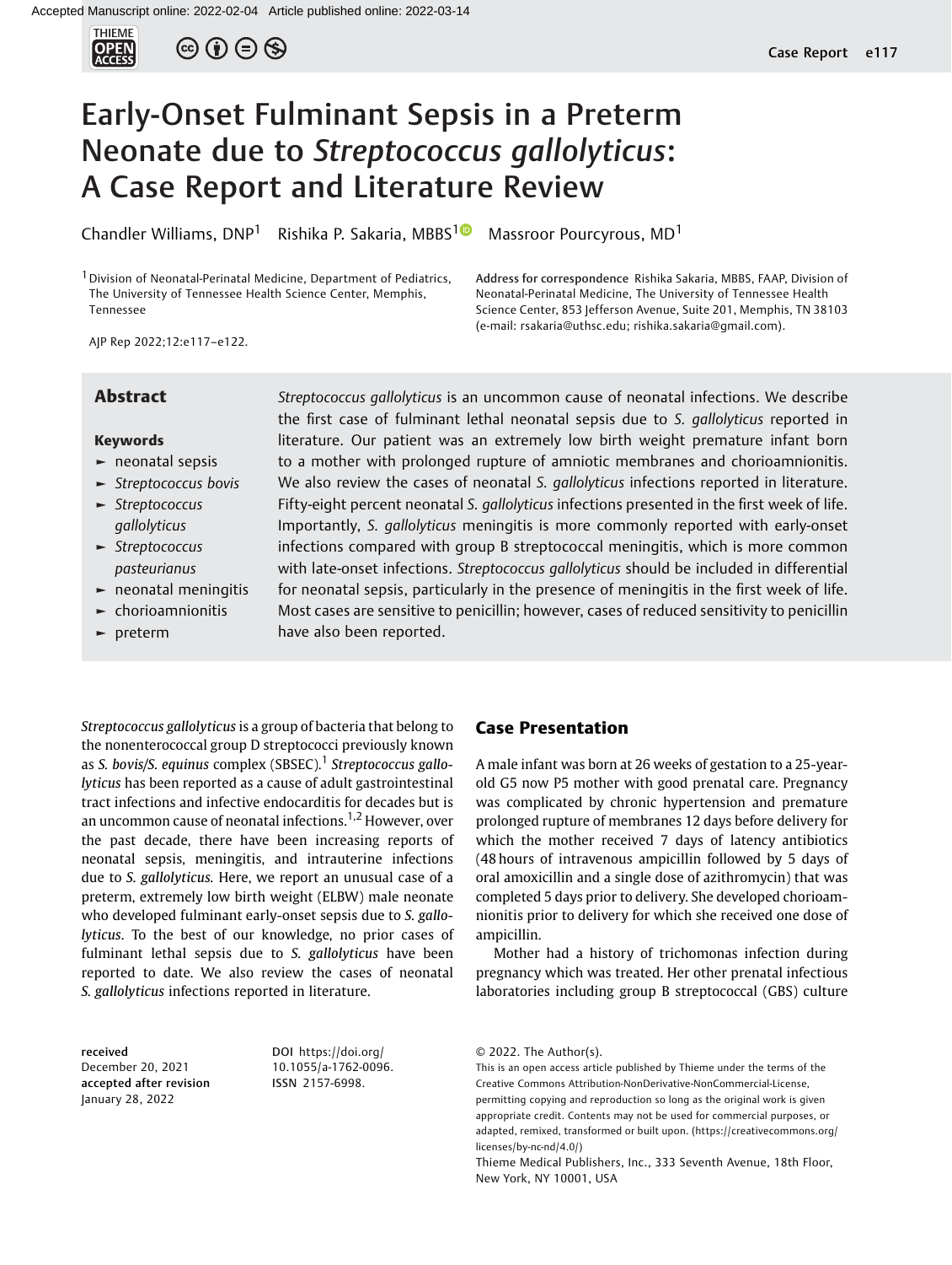# Early-Onset Fulminant Sepsis in a Preterm Neonate due to *Streptococcus gallolyticus*: A Case Report and Literature Review

Chandler Williams, DNP[1] Rishika P. Sakaria, MBBS[1] Massroor Pourcyrous, MD[1]

[1] Division of Neonatal-Perinatal Medicine, Department of Pediatrics, The University of Tennessee Health Science Center, Memphis, Tennessee

Address for correspondence Rishika Sakaria, MBBS, FAAP, Division of Neonatal-Perinatal Medicine, The University of Tennessee Health Science Center, 853 Jefferson Avenue, Suite 201, Memphis, TN 38103 (e-mail: rsakaria@uthsc.edu; rishika.sakaria@gmail.com).

AJP Rep 2022;12:e117–e122.

## Abstract

*Streptococcus gallolyticus* is an uncommon cause of neonatal infections. We describe the first case of fulminant lethal neonatal sepsis due to *S. gallolyticus* reported in literature. Our patient was an extremely low birth weight premature infant born to a mother with prolonged rupture of amniotic membranes and chorioamnionitis. We also review the cases of neonatal *S. gallolyticus* infections reported in literature. Fifty-eight percent neonatal *S. gallolyticus* infections presented in the first week of life. Importantly, *S. gallolyticus* meningitis is more commonly reported with early-onset infections compared with group B streptococcal meningitis, which is more common with late-onset infections. *Streptococcus gallolyticus* should be included in differential for neonatal sepsis, particularly in the presence of meningitis in the first week of life. Most cases are sensitive to penicillin; however, cases of reduced sensitivity to penicillin have also been reported.

### Keywords

- neonatal sepsis
- *Streptococcus bovis*
- *Streptococcus gallolyticus*
- *Streptococcus pasteurianus*
- neonatal meningitis
- chorioamnionitis
- preterm

*Streptococcus gallolyticus* is a group of bacteria that belong to the nonenterococcal group D streptococci previously known as *S. bovis*/*S. equinus* complex (SBSEC).[1] *Streptococcus gallolyticus* has been reported as a cause of adult gastrointestinal tract infections and infective endocarditis for decades but is an uncommon cause of neonatal infections.[1,2] However, over the past decade, there have been increasing reports of neonatal sepsis, meningitis, and intrauterine infections due to *S. gallolyticus.* Here, we report an unusual case of a preterm, extremely low birth weight (ELBW) male neonate who developed fulminant early-onset sepsis due to *S. gallolyticus*. To the best of our knowledge, no prior cases of fulminant lethal sepsis due to *S. gallolyticus* have been reported to date. We also review the cases of neonatal *S. gallolyticus* infections reported in literature.

## Case Presentation

A male infant was born at 26 weeks of gestation to a 25-year-old G5 now P5 mother with good prenatal care. Pregnancy was complicated by chronic hypertension and premature prolonged rupture of membranes 12 days before delivery for which the mother received 7 days of latency antibiotics (48 hours of intravenous ampicillin followed by 5 days of oral amoxicillin and a single dose of azithromycin) that was completed 5 days prior to delivery. She developed chorioamnionitis prior to delivery for which she received one dose of ampicillin.

Mother had a history of trichomonas infection during pregnancy which was treated. Her other prenatal infectious laboratories including group B streptococcal (GBS) culture

received December 20, 2021
accepted after revision January 28, 2022

DOI https://doi.org/10.1055/a-1762-0096.
ISSN 2157-6998.

© 2022. The Author(s).
This is an open access article published by Thieme under the terms of the Creative Commons Attribution-NonDerivative-NonCommercial-License, permitting copying and reproduction so long as the original work is given appropriate credit. Contents may not be used for commercial purposes, or adapted, remixed, transformed or built upon. (https://creativecommons.org/licenses/by-nc-nd/4.0/)
Thieme Medical Publishers, Inc., 333 Seventh Avenue, 18th Floor, New York, NY 10001, USA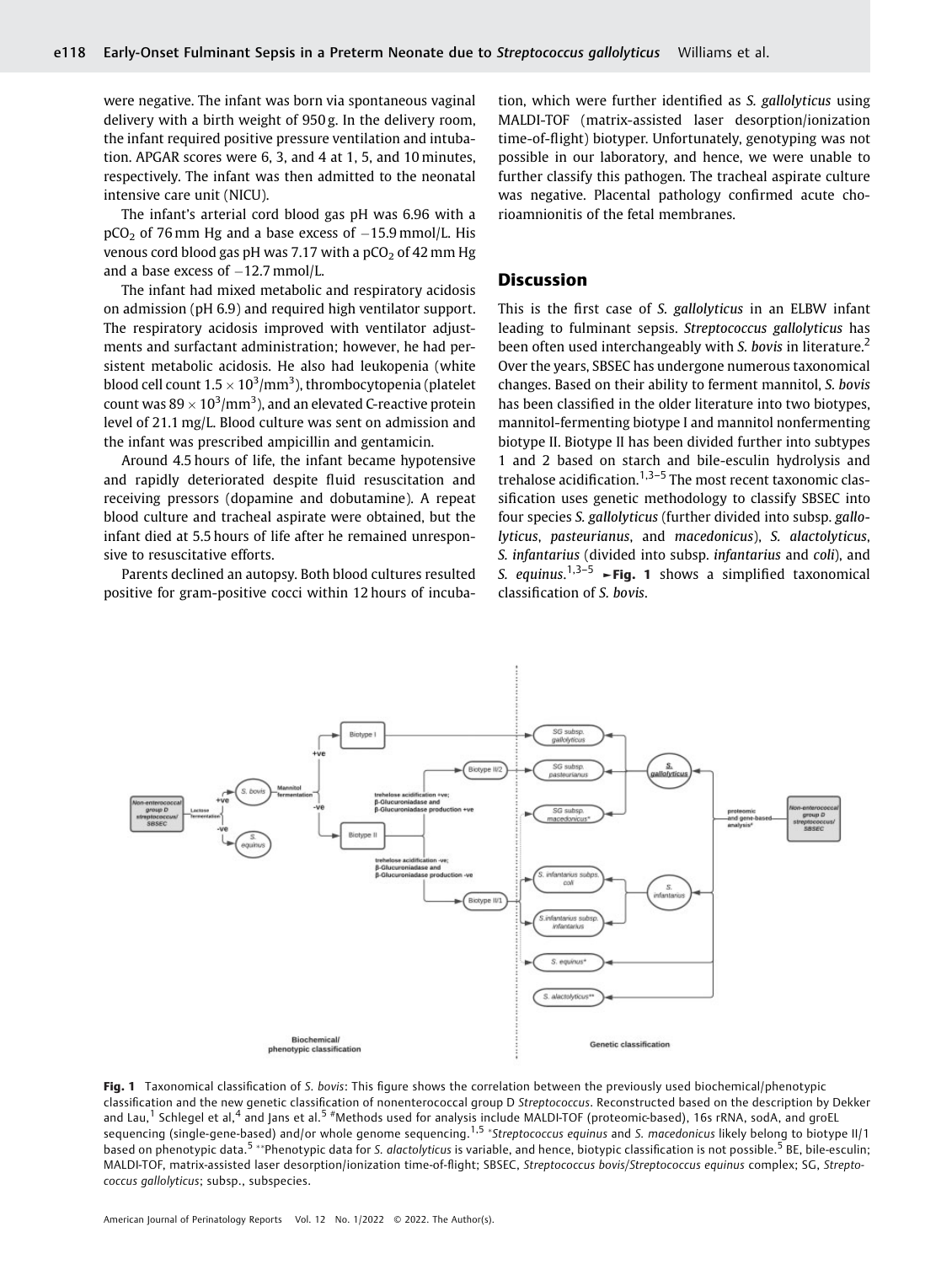were negative. The infant was born via spontaneous vaginal delivery with a birth weight of 950 g. In the delivery room, the infant required positive pressure ventilation and intubation. APGAR scores were 6, 3, and 4 at 1, 5, and 10 minutes, respectively. The infant was then admitted to the neonatal intensive care unit (NICU).

The infant's arterial cord blood gas pH was 6.96 with a $pCO_2$ of 76 mm Hg and a base excess of −15.9 mmol/L. His venous cord blood gas pH was 7.17 with a $pCO_2$ of 42 mm Hg and a base excess of −12.7 mmol/L.

The infant had mixed metabolic and respiratory acidosis on admission (pH 6.9) and required high ventilator support. The respiratory acidosis improved with ventilator adjustments and surfactant administration; however, he had persistent metabolic acidosis. He also had leukopenia (white blood cell count $1.5 \times 10^3/mm^3$), thrombocytopenia (platelet count was $89 \times 10^3/mm^3$), and an elevated C-reactive protein level of 21.1 mg/L. Blood culture was sent on admission and the infant was prescribed ampicillin and gentamicin.

Around 4.5 hours of life, the infant became hypotensive and rapidly deteriorated despite fluid resuscitation and receiving pressors (dopamine and dobutamine). A repeat blood culture and tracheal aspirate were obtained, but the infant died at 5.5 hours of life after he remained unresponsive to resuscitative efforts.

Parents declined an autopsy. Both blood cultures resulted positive for gram-positive cocci within 12 hours of incubation, which were further identified as *S. gallolyticus* using MALDI-TOF (matrix-assisted laser desorption/ionization time-of-flight) biotyper. Unfortunately, genotyping was not possible in our laboratory, and hence, we were unable to further classify this pathogen. The tracheal aspirate culture was negative. Placental pathology confirmed acute chorioamnionitis of the fetal membranes.

## Discussion

This is the first case of *S. gallolyticus* in an ELBW infant leading to fulminant sepsis. *Streptococcus gallolyticus* has been often used interchangeably with *S. bovis* in literature.[2] Over the years, SBSEC has undergone numerous taxonomical changes. Based on their ability to ferment mannitol, *S. bovis* has been classified in the older literature into two biotypes, mannitol-fermenting biotype I and mannitol nonfermenting biotype II. Biotype II has been divided further into subtypes 1 and 2 based on starch and bile-esculin hydrolysis and trehalose acidification.[1,3–5] The most recent taxonomic classification uses genetic methodology to classify SBSEC into four species *S. gallolyticus* (further divided into subsp. *gallolyticus*, *pasteurianus*, and *macedonicus*), *S. alactolyticus*, *S. infantarius* (divided into subsp. *infantarius* and *coli*), and *S. equinus*.[1,3–5] ►**Fig. 1** shows a simplified taxonomical classification of *S. bovis*.

**Fig. 1** Taxonomical classification of *S. bovis*: This figure shows the correlation between the previously used biochemical/phenotypic classification and the new genetic classification of nonenterococcal group D *Streptococcus*. Reconstructed based on the description by Dekker and Lau,[1] Schlegel et al,[4] and Jans et al.[5] #Methods used for analysis include MALDI-TOF (proteomic-based), 16s rRNA, sodA, and groEL sequencing (single-gene-based) and/or whole genome sequencing.[1,5] *Streptococcus equinus* and *S. macedonicus* likely belong to biotype II/1 based on phenotypic data.[5] **Phenotypic data for *S. alactolyticus* is variable, and hence, biotypic classification is not possible.[5] BE, bile-esculin; MALDI-TOF, matrix-assisted laser desorption/ionization time-of-flight; SBSEC, *Streptococcus bovis*/*Streptococcus equinus* complex; SG, *Streptococcus gallolyticus*; subsp., subspecies.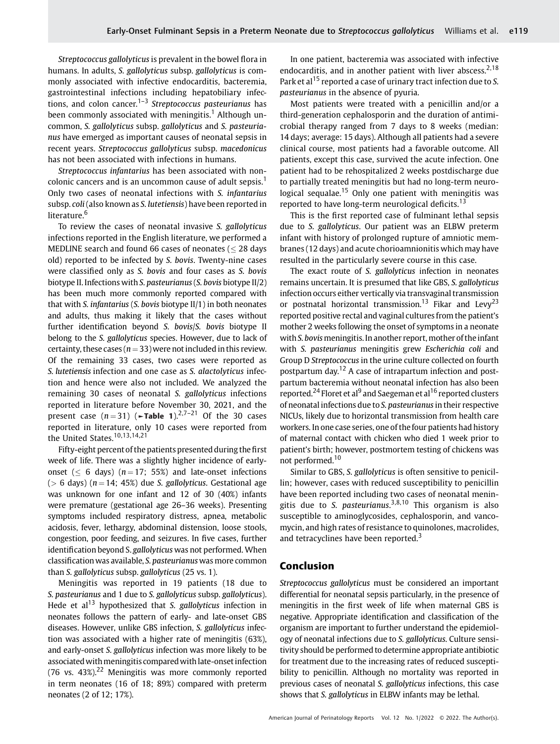*Streptococcus gallolyticus* is prevalent in the bowel flora in humans. In adults, *S. gallolyticus* subsp. *gallolyticus* is commonly associated with infective endocarditis, bacteremia, gastrointestinal infections including hepatobiliary infections, and colon cancer.[1–3] *Streptococcus pasteurianus* has been commonly associated with meningitis.[1] Although uncommon, *S. gallolyticus* subsp. *gallolyticus* and *S. pasteurianus* have emerged as important causes of neonatal sepsis in recent years. *Streptococcus gallolyticus* subsp. *macedonicus* has not been associated with infections in humans.

*Streptococcus infantarius* has been associated with noncolonic cancers and is an uncommon cause of adult sepsis.[1] Only two cases of neonatal infections with *S. infantarius* subsp. *coli* (also known as *S. lutetiensis*) have been reported in literature.[6]

To review the cases of neonatal invasive *S. gallolyticus* infections reported in the English literature, we performed a MEDLINE search and found 66 cases of neonates (≤ 28 days old) reported to be infected by *S. bovis*. Twenty-nine cases were classified only as *S. bovis* and four cases as *S. bovis* biotype II. Infections with *S. pasteurianus* (*S. bovis* biotype II/2) has been much more commonly reported compared with that with *S. infantarius* (*S. bovis* biotype II/1) in both neonates and adults, thus making it likely that the cases without further identification beyond *S. bovis*/*S. bovis* biotype II belong to the *S. gallolyticus* species. However, due to lack of certainty, these cases ($n = 33$) were not included in this review. Of the remaining 33 cases, two cases were reported as *S. lutetiensis* infection and one case as *S. alactolyticus* infection and hence were also not included. We analyzed the remaining 30 cases of neonatal *S. gallolyticus* infections reported in literature before November 30, 2021, and the present case ($n = 31$) (►**Table 1**).[2,7–21] Of the 30 cases reported in literature, only 10 cases were reported from the United States.[10,13,14,21]

Fifty-eight percent of the patients presented during the first week of life. There was a slightly higher incidence of early-onset (≤ 6 days) ($n = 17$; 55%) and late-onset infections (> 6 days) ($n = 14$; 45%) due *S. gallolyticus*. Gestational age was unknown for one infant and 12 of 30 (40%) infants were premature (gestational age 26–36 weeks). Presenting symptoms included respiratory distress, apnea, metabolic acidosis, fever, lethargy, abdominal distension, loose stools, congestion, poor feeding, and seizures. In five cases, further identification beyond *S. gallolyticus* was not performed. When classification was available, *S. pasteurianus* was more common than *S. gallolyticus* subsp. *gallolyticus* (25 vs. 1).

Meningitis was reported in 19 patients (18 due to *S. pasteurianus* and 1 due to *S. gallolyticus* subsp. *gallolyticus*). Hede et al[13] hypothesized that *S. gallolyticus* infection in neonates follows the pattern of early- and late-onset GBS diseases. However, unlike GBS infection, *S. gallolyticus* infection was associated with a higher rate of meningitis (63%), and early-onset *S. gallolyticus* infection was more likely to be associated with meningitis compared with late-onset infection (76 vs. 43%).[22] Meningitis was more commonly reported in term neonates (16 of 18; 89%) compared with preterm neonates (2 of 12; 17%).

In one patient, bacteremia was associated with infective endocarditis, and in another patient with liver abscess.[2,18] Park et al[15] reported a case of urinary tract infection due to *S. pasteurianus* in the absence of pyuria.

Most patients were treated with a penicillin and/or a third-generation cephalosporin and the duration of antimicrobial therapy ranged from 7 days to 8 weeks (median: 14 days; average: 15 days). Although all patients had a severe clinical course, most patients had a favorable outcome. All patients, except this case, survived the acute infection. One patient had to be rehospitalized 2 weeks postdischarge due to partially treated meningitis but had no long-term neurological sequalae.[15] Only one patient with meningitis was reported to have long-term neurological deficits.[13]

This is the first reported case of fulminant lethal sepsis due to *S. gallolyticus*. Our patient was an ELBW preterm infant with history of prolonged rupture of amniotic membranes (12 days) and acute chorioamnionitis which may have resulted in the particularly severe course in this case.

The exact route of *S. gallolyticus* infection in neonates remains uncertain. It is presumed that like GBS, *S. gallolyticus* infection occurs either vertically via transvaginal transmission or postnatal horizontal transmission.[13] Fikar and Levy[23] reported positive rectal and vaginal cultures from the patient's mother 2 weeks following the onset of symptoms in a neonate with *S. bovis* meningitis. In another report, mother of the infant with *S. pasteurianus* meningitis grew *Escherichia coli* and Group D *Streptococcus* in the urine culture collected on fourth postpartum day.[12] A case of intrapartum infection and postpartum bacteremia without neonatal infection has also been reported.[24] Floret et al[9] and Saegeman et al[16] reported clusters of neonatal infections due to *S. pasteurianus* in their respective NICUs, likely due to horizontal transmission from health care workers. In one case series, one of the four patients had history of maternal contact with chicken who died 1 week prior to patient's birth; however, postmortem testing of chickens was not performed.[10]

Similar to GBS, *S. gallolyticus* is often sensitive to penicillin; however, cases with reduced susceptibility to penicillin have been reported including two cases of neonatal meningitis due to *S. pasteurianus*.[3,8,10] This organism is also susceptible to aminoglycosides, cephalosporin, and vancomycin, and high rates of resistance to quinolones, macrolides, and tetracyclines have been reported.[3]

## Conclusion

*Streptococcus gallolyticus* must be considered an important differential for neonatal sepsis particularly, in the presence of meningitis in the first week of life when maternal GBS is negative. Appropriate identification and classification of the organism are important to further understand the epidemiology of neonatal infections due to *S. gallolyticus*. Culture sensitivity should be performed to determine appropriate antibiotic for treatment due to the increasing rates of reduced susceptibility to penicillin. Although no mortality was reported in previous cases of neonatal *S. gallolyticus* infections, this case shows that *S. gallolyticus* in ELBW infants may be lethal.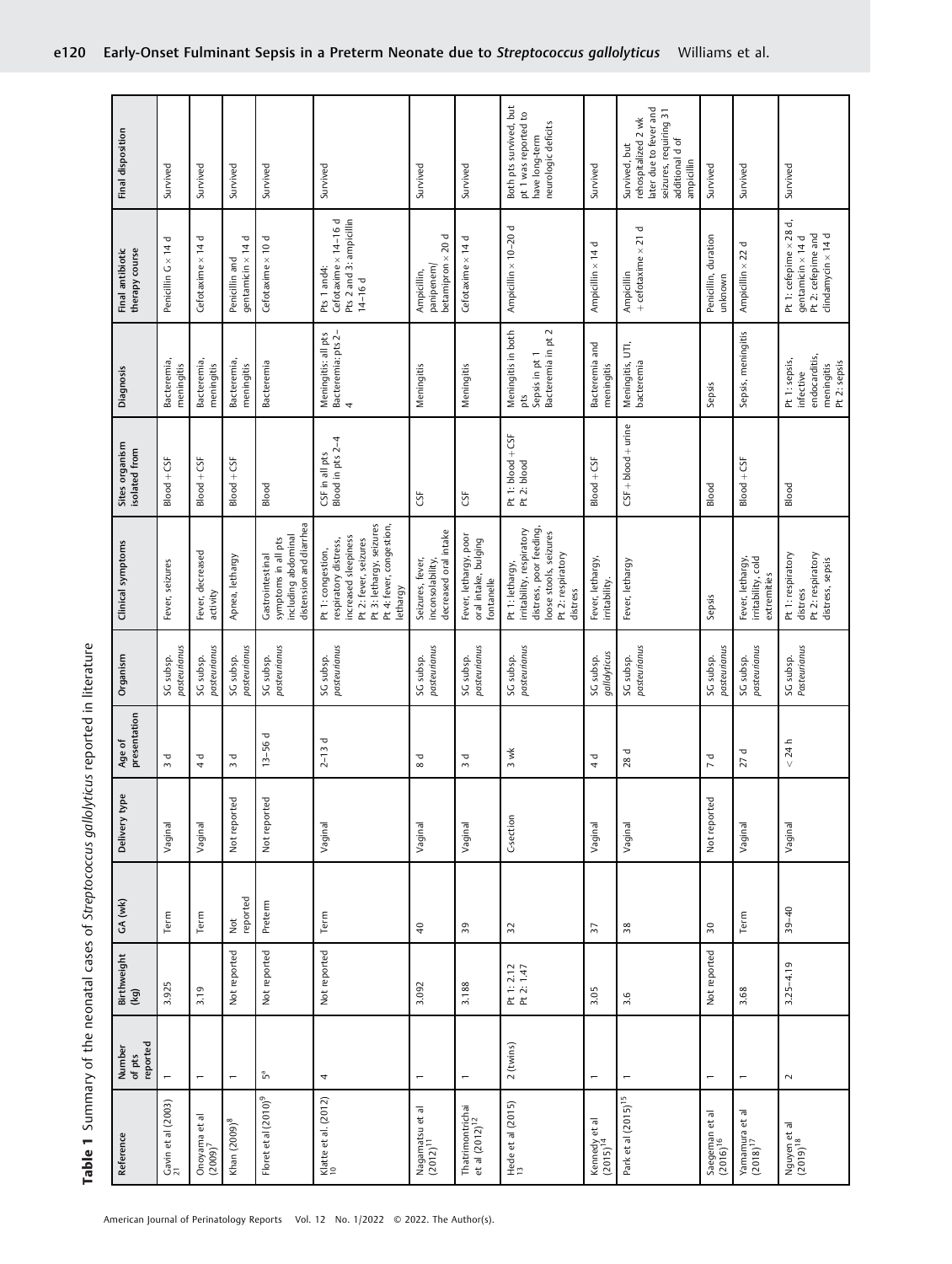**Table 1** Summary of the neonatal cases of *Streptococcus gallolyticus* reported in literature

| Reference | Number of pts reported | Birthweight (kg) | GA (wk) | Delivery type | Age of presentation | Organism | Clinical symptoms | Sites organism isolated from | Diagnosis | Final antibiotic therapy course | Final disposition |
|---|---|---|---|---|---|---|---|---|---|---|---|
| Gavin et al (2003)[21] | 1 | 3.925 | Term | Vaginal | 3 d | SG subsp. *pasteurianus* | Fever, seizures | Blood + CSF | Bacteremia, meningitis | Penicillin G × 14 d | Survived |
| Onoyama et al (2009)[7] | 1 | 3.19 | Term | Vaginal | 4 d | SG subsp. *pasteurianus* | Fever, decreased activity | Blood + CSF | Bacteremia, meningitis | Cefotaxime × 14 d | Survived |
| Khan (2009)[8] | 1 | Not reported | Not reported | Not reported | 3 d | SG subsp. *pasteurianus* | Apnea, lethargy | Blood + CSF | Bacteremia, meningitis | Penicillin and gentamicin × 14 d | Survived |
| Floret et al (2010)[9] | 5[a] | Not reported | Preterm | Not reported | 13–56 d | SG subsp. *pasteurianus* | Gastrointestinal symptoms in all pts including abdominal distension and diarrhea | Blood | Bacteremia | Cefotaxime × 10 d | Survived |
| Klatte et al. (2012)[10] | 4 | Not reported | Term | Vaginal | 2–13 d | SG subsp. *pasteurianus* | Pt 1: congestion, respiratory distress, increased sleepiness Pt 2: fever, seizures Pt 3: lethargy, seizures Pt 4: fever, congestion, lethargy | CSF in all pts Blood in pts 2–4 | Meningitis: all pts Bacteremia: pts 2–4 | Pts 1 and4: Cefotaxime × 14–16 d Pts 2 and 3: ampicillin 14–16 d | Survived |
| Nagamatsu et al (2012)[11] | 1 | 3.092 | 40 | Vaginal | 8 d | SG subsp. *pasteurianus* | Seizures, fever, inconsolability, decreased oral intake | CSF | Meningitis | Ampicillin, panipenem/ betamipron × 20 d | Survived |
| Thatrimontrichai et al (2012)[12] | 1 | 3.188 | 39 | Vaginal | 3 d | SG subsp. *pasteurianus* | Fever, lethargy, poor oral intake, bulging fontanelle | CSF | Meningitis | Cefotaxime × 14 d | Survived |
| Hede et al (2015)[13] | 2 (twins) | Pt 1: 2.12 Pt 2: 1.47 | 32 | C-section | 3 wk | SG subsp. *pasteurianus* | Pt 1: lethargy, irritability, respiratory distress, poor feeding, loose stools, seizures Pt 2: respiratory distress | Pt 1: blood + CSF Pt 2: blood | Meningitis in both pts Sepsis in pt 1 Bacteremia in pt 2 | Ampicillin × 10–20 d | Both pts survived, but pt 1 was reported to have long-term neurologic deficits |
| Kennedy et al (2015)[14] | 1 | 3.05 | 37 | Vaginal | 4 d | SG subsp. *gallolyticus* | Fever, lethargy, irritability. | Blood + CSF | Bacteremia and meningitis | Ampicillin × 14 d | Survived |
| Park et al (2015)[15] | 1 | 3.6 | 38 | Vaginal | 28 d | SG subsp. *pasteurianus* | Fever, lethargy | CSF + blood + urine | Meningitis, UTI, bacteremia | Ampicillin + cefotaxime × 21 d | Survived, but rehospitalized 2 wk later due to fever and seizures, requiring 31 additional d of ampicillin |
| Saegeman et al (2016)[16] | 1 | Not reported | 30 | Not reported | 7 d | SG subsp. *pasteurianus* | Sepsis | Blood | Sepsis | Penicillin, duration unknown | Survived |
| Yamamura et al (2018)[17] | 1 | 3.68 | Term | Vaginal | 27 d | SG subsp. *pasteurianus* | Fever, lethargy, irritability, cold extremities | Blood + CSF | Sepsis, meningitis | Ampicillin × 22 d | Survived |
| Nguyen et al (2019)[18] | 2 | 3.25–4.19 | 39–40 | Vaginal | < 24 h | SG subsp. *Pasteurianus* | Pt 1: respiratory distress Pt 2: respiratory distress, sepsis | Blood | Pt 1: sepsis, infective endocarditis, meningitis Pt 2: sepsis | Pt 1: cefepime × 28 d, gentamicin × 14 d Pt 2: cefepime and clindamycin × 14 d | Survived |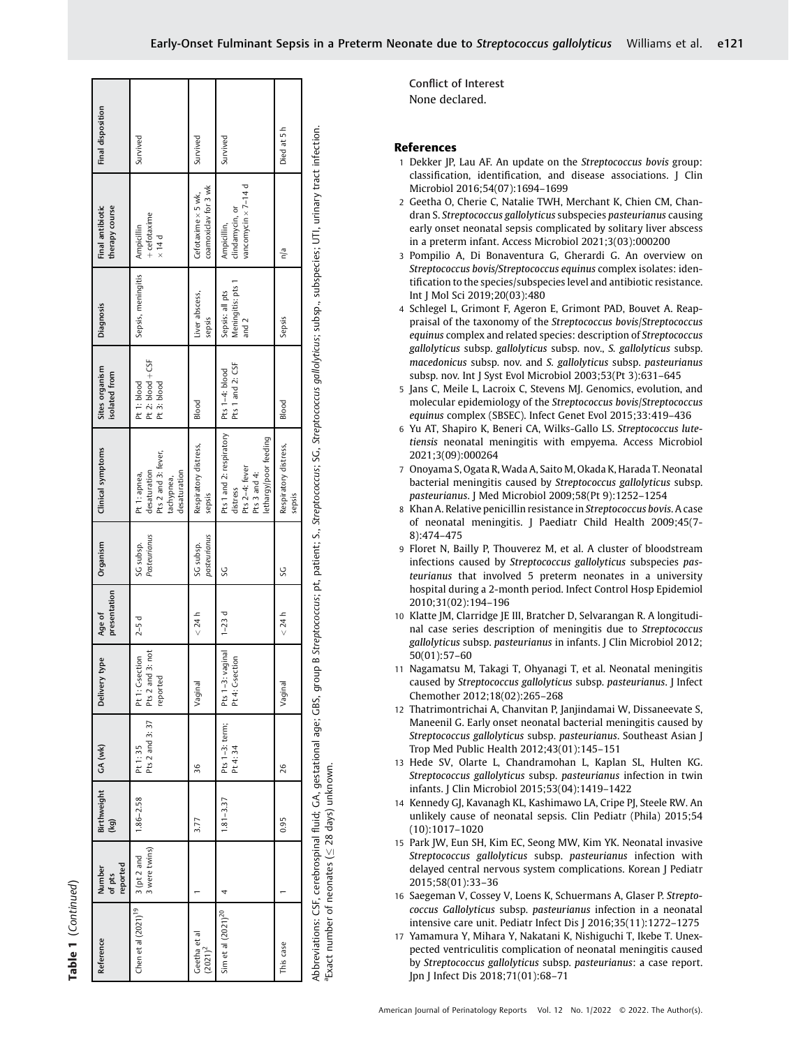**Table 1** (Continued)

| Reference | Number of pts reported | Birthweight (kg) | GA (wk) | Delivery type | Age of presentation | Organism | Clinical symptoms | Sites organism isolated from | Diagnosis | Final antibiotic therapy course | Final disposition |
|---|---|---|---|---|---|---|---|---|---|---|---|
| Chen et al (2021)[19] | 3 (pt 2 and 3 were twins) | 1.86–2.58 | Pt 1: 35<br>Pts 2 and 3: 37 | Pt 1: C-section<br>Pts 2 and 3: not reported | 2–5 d | SG subsp. *Pasteurianus* | Pt 1: apnea, desaturation<br>Pts 2 and 3: fever, tachypnea, desaturation | Pt 1: blood<br>Pt 2: blood + CSF<br>Pt 3: blood | Sepsis, meningitis | Ampicillin + cefotaxime × 14 d | Survived |
| Geetha et al (2021)[2] | 1 | 3.77 | 36 | Vaginal | < 24 h | SG subsp. *pasteurianus* | Respiratory distress, sepsis | Blood | Liver abscess, sepsis | Cefotaxime × 5 wk, coamoxiclav for 3 wk | Survived |
| Sim et al (2021)[20] | 4 | 1.81–3.37 | Pts 1–3: term;<br>Pt 4: 34 | Pts 1–3: vaginal<br>Pt 4: C-section | 1–23 d | SG | Pts 1 and 2: respiratory distress<br>Pts 2–4: fever<br>Pts 3 and 4: lethargy/poor feeding | Pts 1–4: blood<br>Pts 1 and 2: CSF | Sepsis: all pts<br>Meningitis: pts 1 and 2 | Ampicillin, clindamycin, or vancomycin × 7–14 d | Survived |
| This case | 1 | 0.95 | 26 | Vaginal | < 24 h | SG | Respiratory distress, sepsis | Blood | Sepsis | n/a | Died at 5 h |

Abbreviations: CSF, cerebrospinal fluid; GA, gestational age; GBS, group B *Streptococcus*; pt, patient; S., *Streptococcus*; SG, *Streptococcus gallolyticus*; subsp., subspecies; UTI, urinary tract infection.
[a]Exact number of neonates (≤ 28 days) unknown.

Conflict of Interest
None declared.

## References

1. Dekker JP, Lau AF. An update on the *Streptococcus bovis* group: classification, identification, and disease associations. J Clin Microbiol 2016;54(07):1694–1699
2. Geetha O, Cherie C, Natalie TWH, Merchant K, Chien CM, Chandran S. *Streptococcus gallolyticus* subspecies *pasteurianus* causing early onset neonatal sepsis complicated by solitary liver abscess in a preterm infant. Access Microbiol 2021;3(03):000200
3. Pompilio A, Di Bonaventura G, Gherardi G. An overview on *Streptococcus bovis/Streptococcus equinus* complex isolates: identification to the species/subspecies level and antibiotic resistance. Int J Mol Sci 2019;20(03):480
4. Schlegel L, Grimont F, Ageron E, Grimont PAD, Bouvet A. Reappraisal of the taxonomy of the *Streptococcus bovis/Streptococcus equinus* complex and related species: description of *Streptococcus gallolyticus* subsp. *gallolyticus* subsp. nov., *S. gallolyticus* subsp. *macedonicus* subsp. nov. and *S. gallolyticus* subsp. *pasteurianus* subsp. nov. Int J Syst Evol Microbiol 2003;53(Pt 3):631–645
5. Jans C, Meile L, Lacroix C, Stevens MJ. Genomics, evolution, and molecular epidemiology of the *Streptococcus bovis/Streptococcus equinus* complex (SBSEC). Infect Genet Evol 2015;33:419–436
6. Yu AT, Shapiro K, Beneri CA, Wilks-Gallo LS. *Streptococcus lutetiensis* neonatal meningitis with empyema. Access Microbiol 2021;3(09):000264
7. Onoyama S, Ogata R, Wada A, Saito M, Okada K, Harada T. Neonatal bacterial meningitis caused by *Streptococcus gallolyticus* subsp. *pasteurianus*. J Med Microbiol 2009;58(Pt 9):1252–1254
8. Khan A. Relative penicillin resistance in *Streptococcus bovis*. A case of neonatal meningitis. J Paediatr Child Health 2009;45(7-8):474–475
9. Floret N, Bailly P, Thouverez M, et al. A cluster of bloodstream infections caused by *Streptococcus gallolyticus* subspecies *pasteurianus* that involved 5 preterm neonates in a university hospital during a 2-month period. Infect Control Hosp Epidemiol 2010;31(02):194–196
10. Klatte JM, Clarridge JE III, Bratcher D, Selvarangan R. A longitudinal case series description of meningitis due to *Streptococcus gallolyticus* subsp. *pasteurianus* in infants. J Clin Microbiol 2012;50(01):57–60
11. Nagamatsu M, Takagi T, Ohyanagi T, et al. Neonatal meningitis caused by *Streptococcus gallolyticus* subsp. *pasteurianus*. J Infect Chemother 2012;18(02):265–268
12. Thatrimontrichai A, Chanvitan P, Janjindamai W, Dissaneevate S, Maneenil G. Early onset neonatal bacterial meningitis caused by *Streptococcus gallolyticus* subsp. *pasteurianus*. Southeast Asian J Trop Med Public Health 2012;43(01):145–151
13. Hede SV, Olarte L, Chandramohan L, Kaplan SL, Hulten KG. *Streptococcus gallolyticus* subsp. *pasteurianus* infection in twin infants. J Clin Microbiol 2015;53(04):1419–1422
14. Kennedy GJ, Kavanagh KL, Kashimawo LA, Cripe PJ, Steele RW. An unlikely cause of neonatal sepsis. Clin Pediatr (Phila) 2015;54(10):1017–1020
15. Park JW, Eun SH, Kim EC, Seong MW, Kim YK. Neonatal invasive *Streptococcus gallolyticus* subsp. *pasteurianus* infection with delayed central nervous system complications. Korean J Pediatr 2015;58(01):33–36
16. Saegeman V, Cossey V, Loens K, Schuermans A, Glaser P. *Streptococcus Gallolyticus* subsp. *pasteurianus* infection in a neonatal intensive care unit. Pediatr Infect Dis J 2016;35(11):1272–1275
17. Yamamura Y, Mihara Y, Nakatani K, Nishiguchi T, Ikebe T. Unexpected ventriculitis complication of neonatal meningitis caused by *Streptococcus gallolyticus* subsp. *pasteurianus*: a case report. Jpn J Infect Dis 2018;71(01):68–71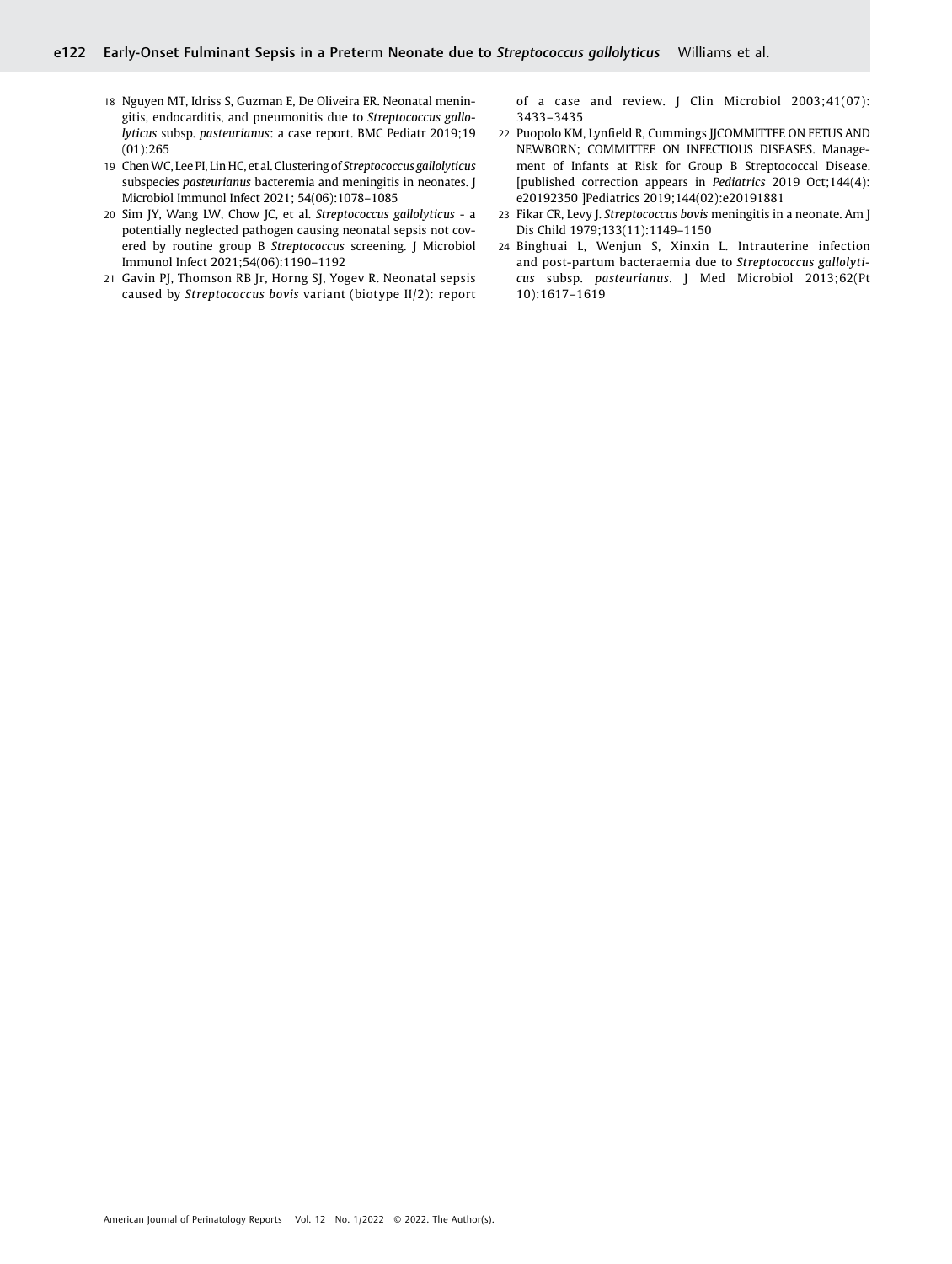18 Nguyen MT, Idriss S, Guzman E, De Oliveira ER. Neonatal meningitis, endocarditis, and pneumonitis due to *Streptococcus gallolyticus* subsp. *pasteurianus*: a case report. BMC Pediatr 2019;19 (01):265

19 Chen WC, Lee PI, Lin HC, et al. Clustering of *Streptococcus gallolyticus* subspecies *pasteurianus* bacteremia and meningitis in neonates. J Microbiol Immunol Infect 2021; 54(06):1078–1085

20 Sim JY, Wang LW, Chow JC, et al. *Streptococcus gallolyticus* - a potentially neglected pathogen causing neonatal sepsis not covered by routine group B *Streptococcus* screening. J Microbiol Immunol Infect 2021;54(06):1190–1192

21 Gavin PJ, Thomson RB Jr, Horng SJ, Yogev R. Neonatal sepsis caused by *Streptococcus bovis* variant (biotype II/2): report of a case and review. J Clin Microbiol 2003;41(07): 3433–3435

22 Puopolo KM, Lynfield R, Cummings JJCOMMITTEE ON FETUS AND NEWBORN; COMMITTEE ON INFECTIOUS DISEASES. Management of Infants at Risk for Group B Streptococcal Disease. [published correction appears in *Pediatrics* 2019 Oct;144(4): e20192350 ]Pediatrics 2019;144(02):e20191881

23 Fikar CR, Levy J. *Streptococcus bovis* meningitis in a neonate. Am J Dis Child 1979;133(11):1149–1150

24 Binghuai L, Wenjun S, Xinxin L. Intrauterine infection and post-partum bacteraemia due to *Streptococcus gallolyticus* subsp. *pasteurianus*. J Med Microbiol 2013;62(Pt 10):1617–1619